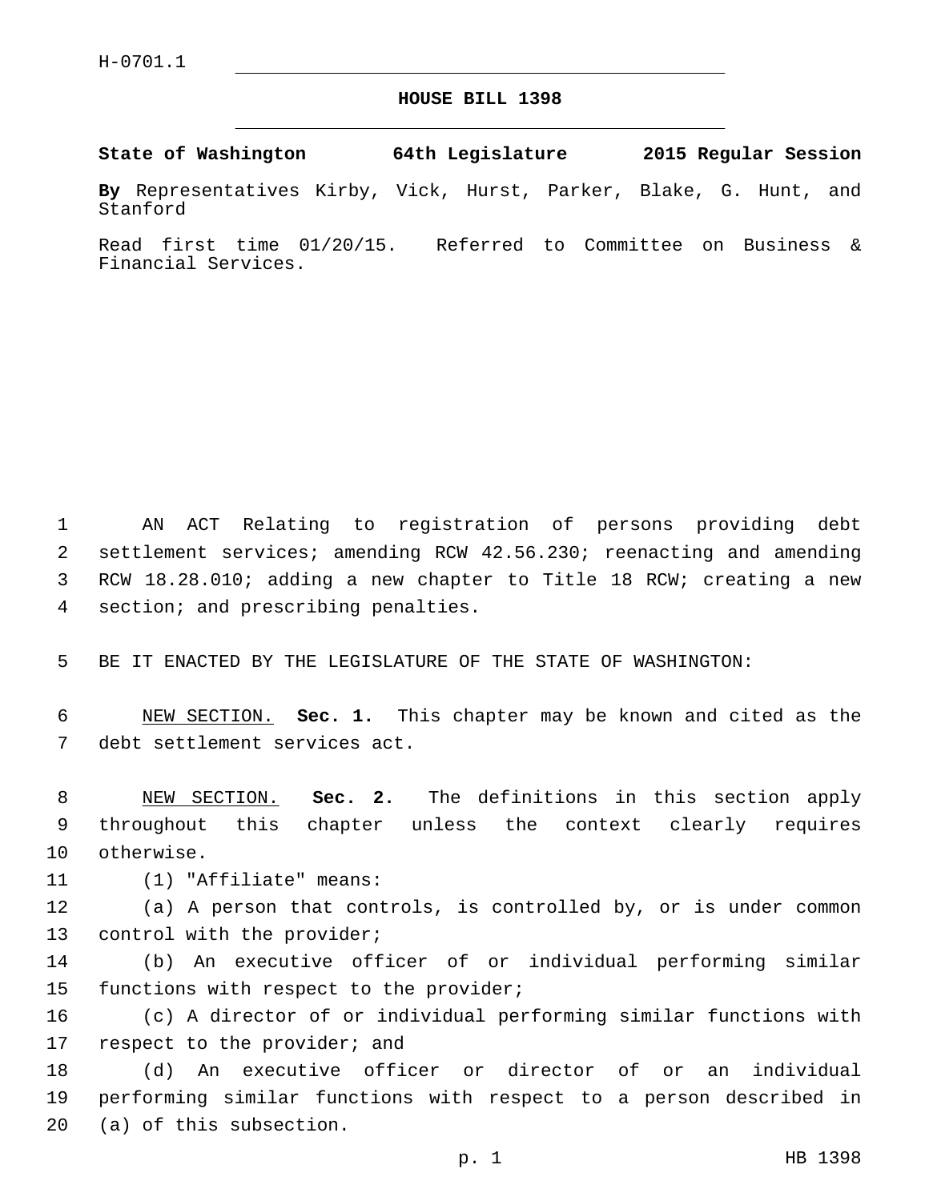H-0701.1

# HOUSE BILL 1398

**State of Washington 64th Legislature 2015 Regular Session**

**By** Representatives Kirby, Vick, Hurst, Parker, Blake, G. Hunt, and Stanford

Read first time 01/20/15. Referred to Committee on Business & Financial Services.

AN ACT Relating to registration of persons providing debt settlement services; amending RCW 42.56.230; reenacting and amending RCW 18.28.010; adding a new chapter to Title 18 RCW; creating a new section; and prescribing penalties.

BE IT ENACTED BY THE LEGISLATURE OF THE STATE OF WASHINGTON:

NEW SECTION. **Sec. 1.** This chapter may be known and cited as the debt settlement services act.

NEW SECTION. **Sec. 2.** The definitions in this section apply throughout this chapter unless the context clearly requires otherwise.

(1) "Affiliate" means:

(a) A person that controls, is controlled by, or is under common control with the provider;

(b) An executive officer of or individual performing similar functions with respect to the provider;

(c) A director of or individual performing similar functions with respect to the provider; and

(d) An executive officer or director of or an individual performing similar functions with respect to a person described in (a) of this subsection.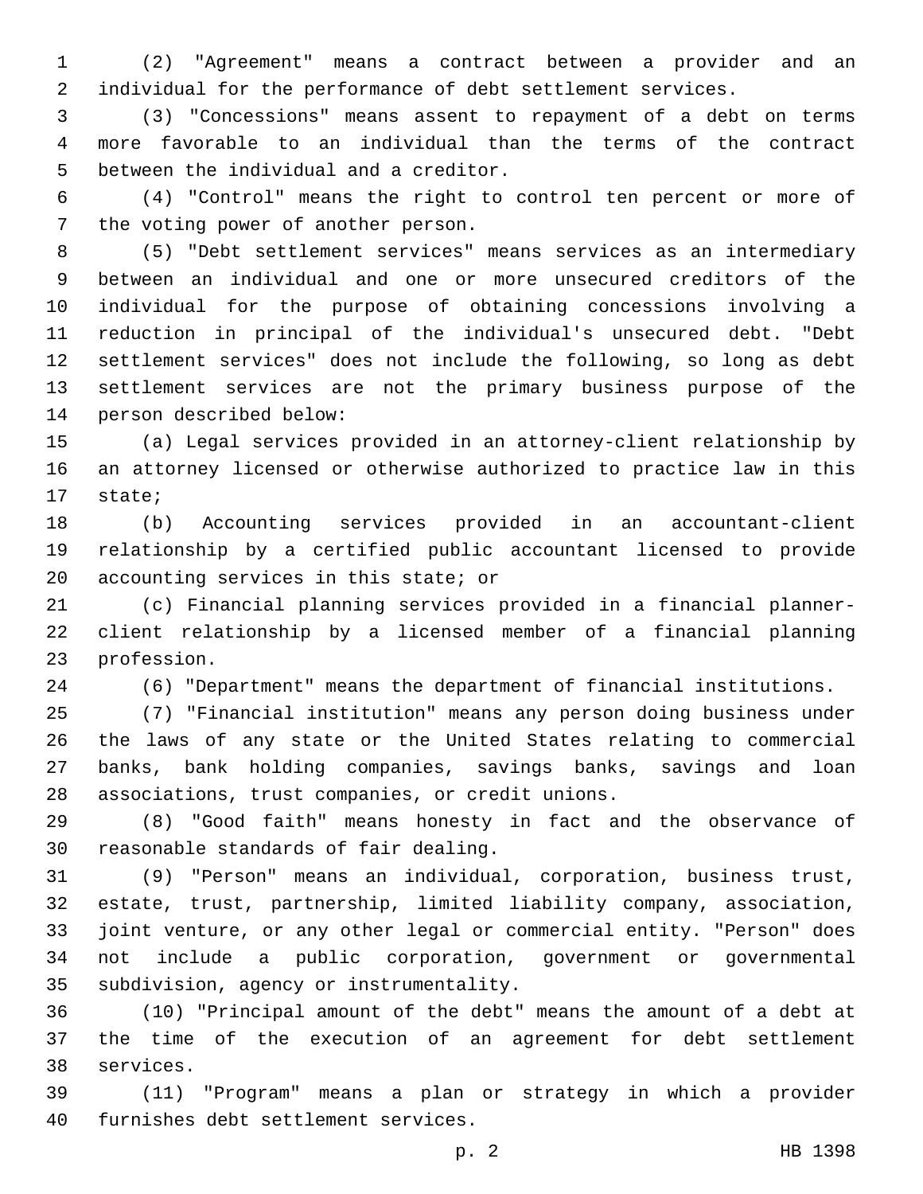(2) "Agreement" means a contract between a provider and an individual for the performance of debt settlement services.

(3) "Concessions" means assent to repayment of a debt on terms more favorable to an individual than the terms of the contract between the individual and a creditor.

(4) "Control" means the right to control ten percent or more of the voting power of another person.

(5) "Debt settlement services" means services as an intermediary between an individual and one or more unsecured creditors of the individual for the purpose of obtaining concessions involving a reduction in principal of the individual's unsecured debt. "Debt settlement services" does not include the following, so long as debt settlement services are not the primary business purpose of the person described below:

(a) Legal services provided in an attorney-client relationship by an attorney licensed or otherwise authorized to practice law in this state;

(b) Accounting services provided in an accountant-client relationship by a certified public accountant licensed to provide accounting services in this state; or

(c) Financial planning services provided in a financial planner-client relationship by a licensed member of a financial planning profession.

(6) "Department" means the department of financial institutions.

(7) "Financial institution" means any person doing business under the laws of any state or the United States relating to commercial banks, bank holding companies, savings banks, savings and loan associations, trust companies, or credit unions.

(8) "Good faith" means honesty in fact and the observance of reasonable standards of fair dealing.

(9) "Person" means an individual, corporation, business trust, estate, trust, partnership, limited liability company, association, joint venture, or any other legal or commercial entity. "Person" does not include a public corporation, government or governmental subdivision, agency or instrumentality.

(10) "Principal amount of the debt" means the amount of a debt at the time of the execution of an agreement for debt settlement services.

(11) "Program" means a plan or strategy in which a provider furnishes debt settlement services.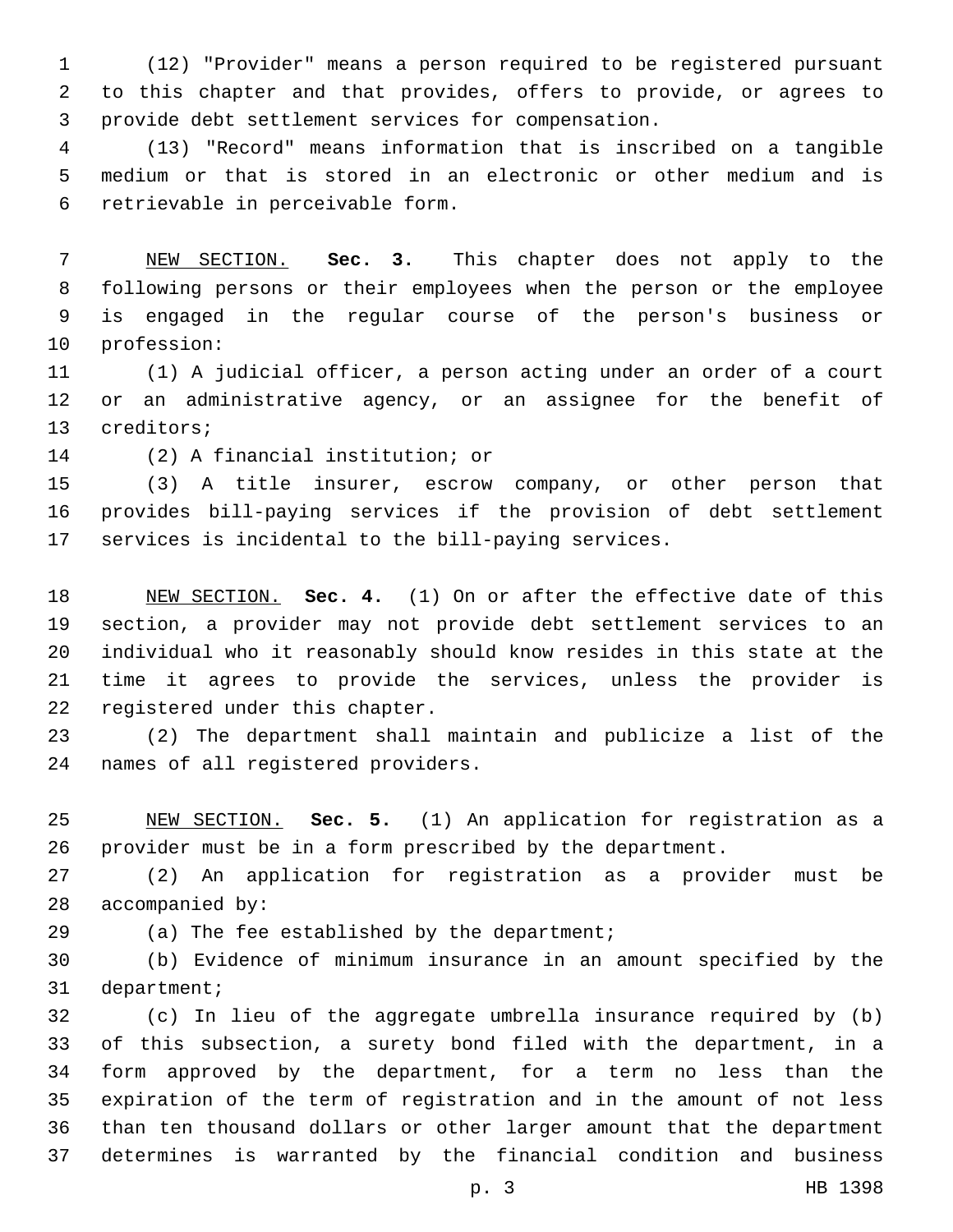(12) "Provider" means a person required to be registered pursuant to this chapter and that provides, offers to provide, or agrees to provide debt settlement services for compensation.

(13) "Record" means information that is inscribed on a tangible medium or that is stored in an electronic or other medium and is retrievable in perceivable form.

NEW SECTION. **Sec. 3.** This chapter does not apply to the following persons or their employees when the person or the employee is engaged in the regular course of the person's business or profession:

(1) A judicial officer, a person acting under an order of a court or an administrative agency, or an assignee for the benefit of creditors;

(2) A financial institution; or

(3) A title insurer, escrow company, or other person that provides bill-paying services if the provision of debt settlement services is incidental to the bill-paying services.

NEW SECTION. **Sec. 4.** (1) On or after the effective date of this section, a provider may not provide debt settlement services to an individual who it reasonably should know resides in this state at the time it agrees to provide the services, unless the provider is registered under this chapter.

(2) The department shall maintain and publicize a list of the names of all registered providers.

NEW SECTION. **Sec. 5.** (1) An application for registration as a provider must be in a form prescribed by the department.

(2) An application for registration as a provider must be accompanied by:

(a) The fee established by the department;

(b) Evidence of minimum insurance in an amount specified by the department;

(c) In lieu of the aggregate umbrella insurance required by (b) of this subsection, a surety bond filed with the department, in a form approved by the department, for a term no less than the expiration of the term of registration and in the amount of not less than ten thousand dollars or other larger amount that the department determines is warranted by the financial condition and business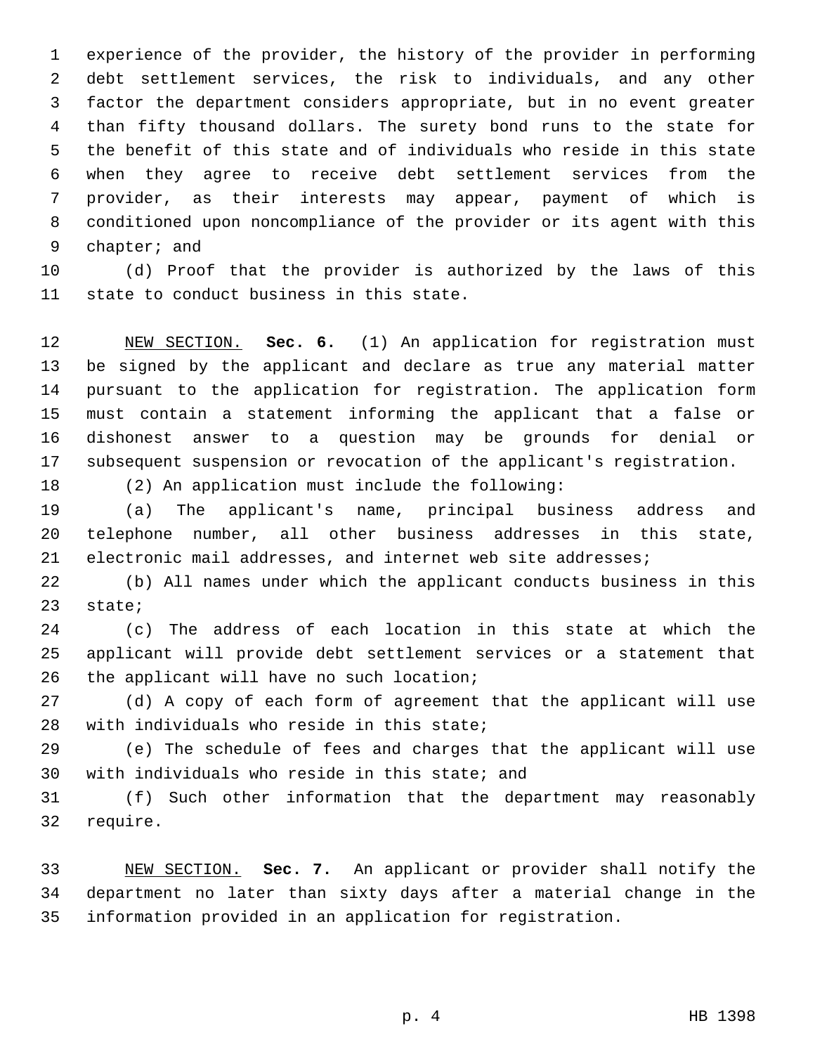experience of the provider, the history of the provider in performing debt settlement services, the risk to individuals, and any other factor the department considers appropriate, but in no event greater than fifty thousand dollars. The surety bond runs to the state for the benefit of this state and of individuals who reside in this state when they agree to receive debt settlement services from the provider, as their interests may appear, payment of which is conditioned upon noncompliance of the provider or its agent with this chapter; and

(d) Proof that the provider is authorized by the laws of this state to conduct business in this state.

NEW SECTION. **Sec. 6.** (1) An application for registration must be signed by the applicant and declare as true any material matter pursuant to the application for registration. The application form must contain a statement informing the applicant that a false or dishonest answer to a question may be grounds for denial or subsequent suspension or revocation of the applicant's registration.

(2) An application must include the following:

(a) The applicant's name, principal business address and telephone number, all other business addresses in this state, electronic mail addresses, and internet web site addresses;

(b) All names under which the applicant conducts business in this state;

(c) The address of each location in this state at which the applicant will provide debt settlement services or a statement that the applicant will have no such location;

(d) A copy of each form of agreement that the applicant will use with individuals who reside in this state;

(e) The schedule of fees and charges that the applicant will use with individuals who reside in this state; and

(f) Such other information that the department may reasonably require.

NEW SECTION. **Sec. 7.** An applicant or provider shall notify the department no later than sixty days after a material change in the information provided in an application for registration.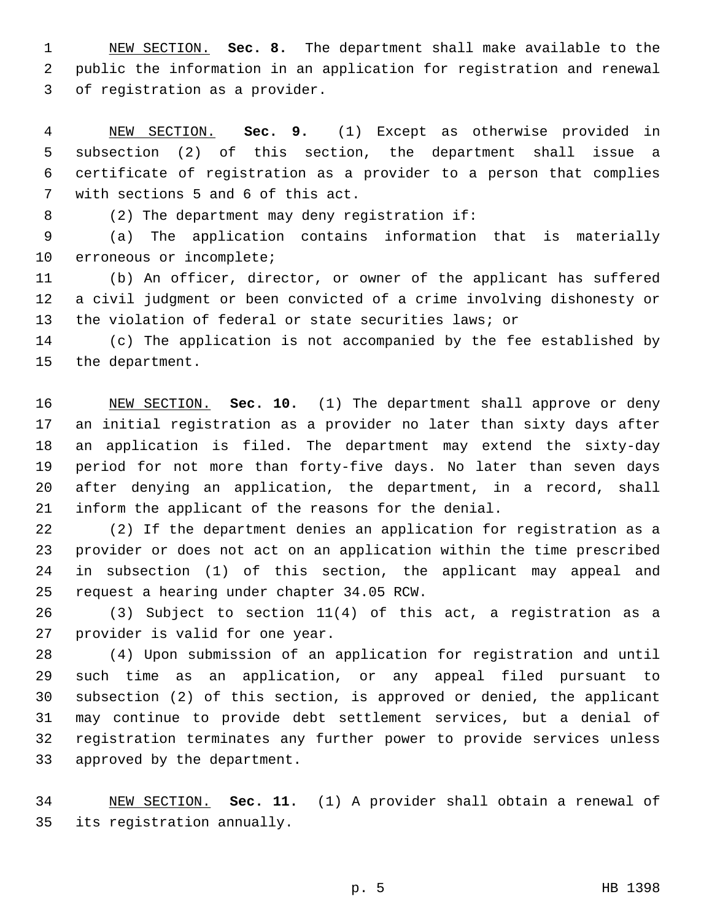NEW SECTION. **Sec. 8.** The department shall make available to the public the information in an application for registration and renewal of registration as a provider.

NEW SECTION. **Sec. 9.** (1) Except as otherwise provided in subsection (2) of this section, the department shall issue a certificate of registration as a provider to a person that complies with sections 5 and 6 of this act.

(2) The department may deny registration if:

(a) The application contains information that is materially erroneous or incomplete;

(b) An officer, director, or owner of the applicant has suffered a civil judgment or been convicted of a crime involving dishonesty or the violation of federal or state securities laws; or

(c) The application is not accompanied by the fee established by the department.

NEW SECTION. **Sec. 10.** (1) The department shall approve or deny an initial registration as a provider no later than sixty days after an application is filed. The department may extend the sixty-day period for not more than forty-five days. No later than seven days after denying an application, the department, in a record, shall inform the applicant of the reasons for the denial.

(2) If the department denies an application for registration as a provider or does not act on an application within the time prescribed in subsection (1) of this section, the applicant may appeal and request a hearing under chapter 34.05 RCW.

(3) Subject to section 11(4) of this act, a registration as a provider is valid for one year.

(4) Upon submission of an application for registration and until such time as an application, or any appeal filed pursuant to subsection (2) of this section, is approved or denied, the applicant may continue to provide debt settlement services, but a denial of registration terminates any further power to provide services unless approved by the department.

NEW SECTION. **Sec. 11.** (1) A provider shall obtain a renewal of its registration annually.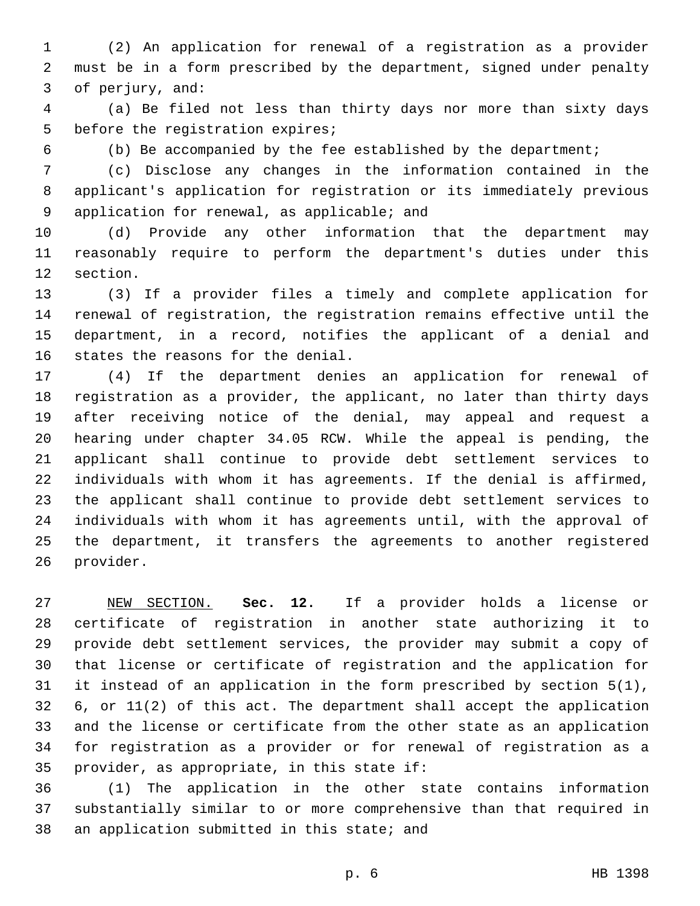(2) An application for renewal of a registration as a provider must be in a form prescribed by the department, signed under penalty of perjury, and:

(a) Be filed not less than thirty days nor more than sixty days before the registration expires;

(b) Be accompanied by the fee established by the department;

(c) Disclose any changes in the information contained in the applicant's application for registration or its immediately previous application for renewal, as applicable; and

(d) Provide any other information that the department may reasonably require to perform the department's duties under this section.

(3) If a provider files a timely and complete application for renewal of registration, the registration remains effective until the department, in a record, notifies the applicant of a denial and states the reasons for the denial.

(4) If the department denies an application for renewal of registration as a provider, the applicant, no later than thirty days after receiving notice of the denial, may appeal and request a hearing under chapter 34.05 RCW. While the appeal is pending, the applicant shall continue to provide debt settlement services to individuals with whom it has agreements. If the denial is affirmed, the applicant shall continue to provide debt settlement services to individuals with whom it has agreements until, with the approval of the department, it transfers the agreements to another registered provider.

NEW SECTION. **Sec. 12.** If a provider holds a license or certificate of registration in another state authorizing it to provide debt settlement services, the provider may submit a copy of that license or certificate of registration and the application for it instead of an application in the form prescribed by section 5(1), 6, or 11(2) of this act. The department shall accept the application and the license or certificate from the other state as an application for registration as a provider or for renewal of registration as a provider, as appropriate, in this state if:

(1) The application in the other state contains information substantially similar to or more comprehensive than that required in an application submitted in this state; and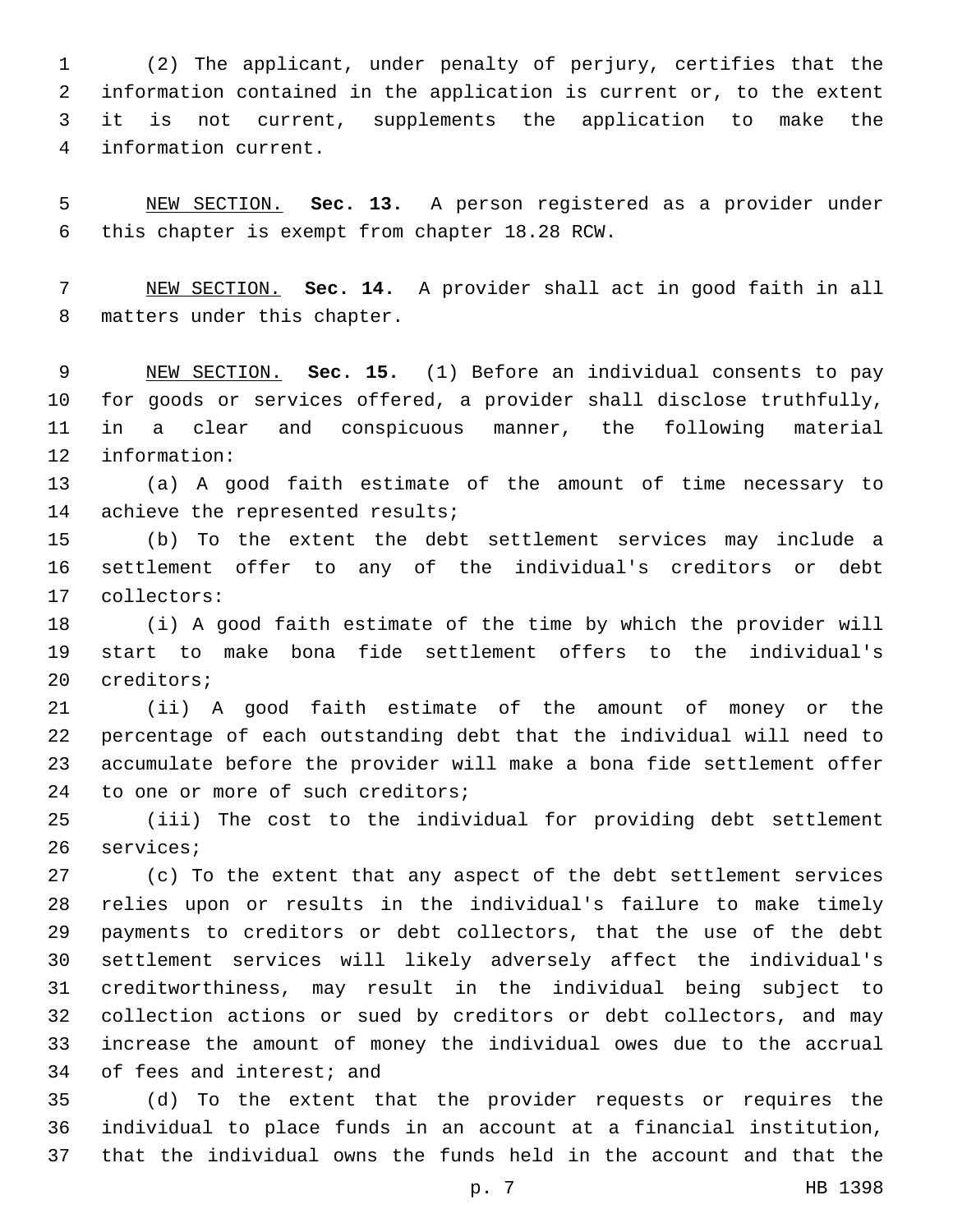(2) The applicant, under penalty of perjury, certifies that the information contained in the application is current or, to the extent it is not current, supplements the application to make the information current.

NEW SECTION. **Sec. 13.** A person registered as a provider under this chapter is exempt from chapter 18.28 RCW.

NEW SECTION. **Sec. 14.** A provider shall act in good faith in all matters under this chapter.

NEW SECTION. **Sec. 15.** (1) Before an individual consents to pay for goods or services offered, a provider shall disclose truthfully, in a clear and conspicuous manner, the following material information:

(a) A good faith estimate of the amount of time necessary to achieve the represented results;

(b) To the extent the debt settlement services may include a settlement offer to any of the individual's creditors or debt collectors:

(i) A good faith estimate of the time by which the provider will start to make bona fide settlement offers to the individual's creditors;

(ii) A good faith estimate of the amount of money or the percentage of each outstanding debt that the individual will need to accumulate before the provider will make a bona fide settlement offer to one or more of such creditors;

(iii) The cost to the individual for providing debt settlement services;

(c) To the extent that any aspect of the debt settlement services relies upon or results in the individual's failure to make timely payments to creditors or debt collectors, that the use of the debt settlement services will likely adversely affect the individual's creditworthiness, may result in the individual being subject to collection actions or sued by creditors or debt collectors, and may increase the amount of money the individual owes due to the accrual of fees and interest; and

(d) To the extent that the provider requests or requires the individual to place funds in an account at a financial institution, that the individual owns the funds held in the account and that the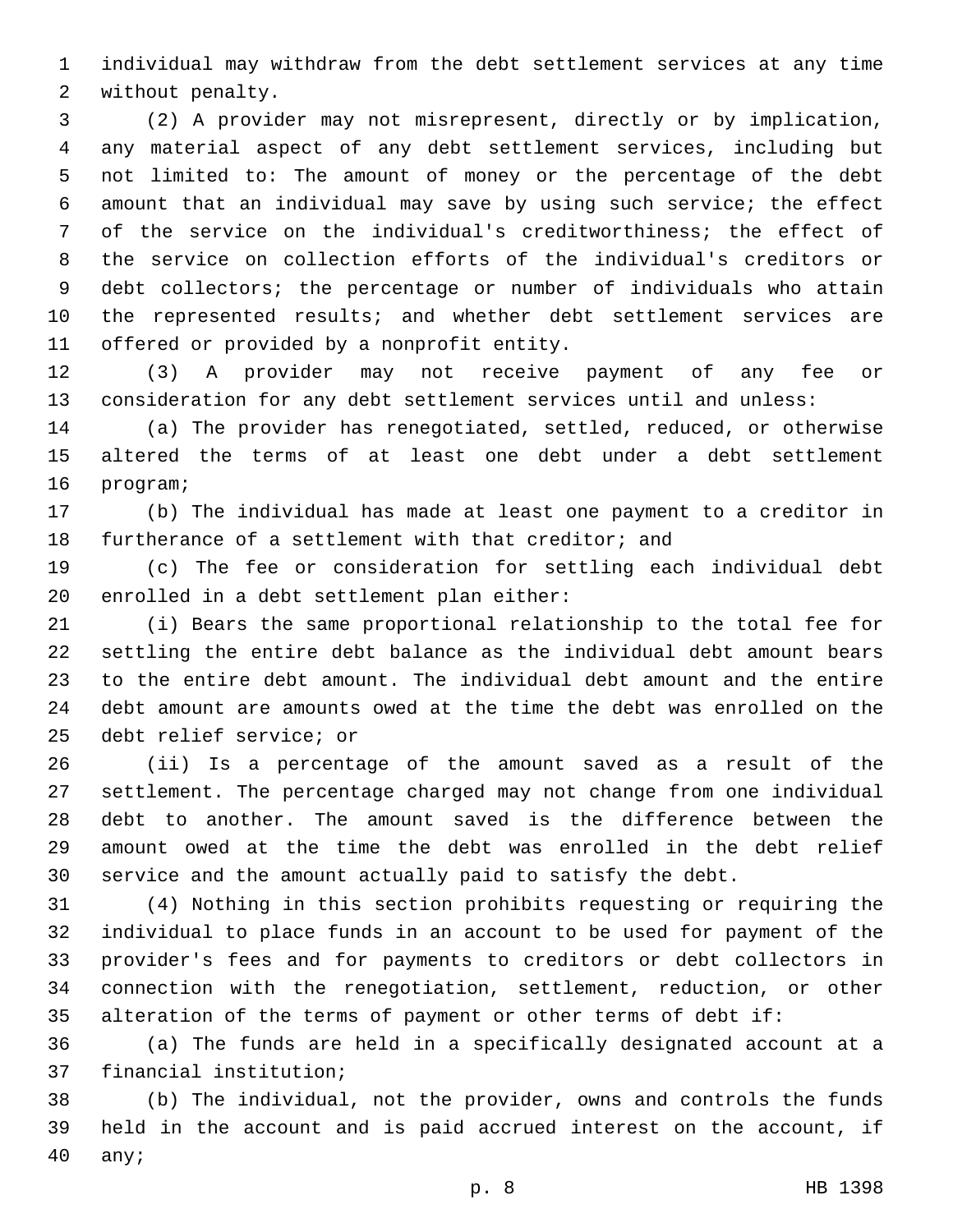individual may withdraw from the debt settlement services at any time without penalty.

(2) A provider may not misrepresent, directly or by implication, any material aspect of any debt settlement services, including but not limited to: The amount of money or the percentage of the debt amount that an individual may save by using such service; the effect of the service on the individual's creditworthiness; the effect of the service on collection efforts of the individual's creditors or debt collectors; the percentage or number of individuals who attain the represented results; and whether debt settlement services are offered or provided by a nonprofit entity.

(3) A provider may not receive payment of any fee or consideration for any debt settlement services until and unless:

(a) The provider has renegotiated, settled, reduced, or otherwise altered the terms of at least one debt under a debt settlement program;

(b) The individual has made at least one payment to a creditor in furtherance of a settlement with that creditor; and

(c) The fee or consideration for settling each individual debt enrolled in a debt settlement plan either:

(i) Bears the same proportional relationship to the total fee for settling the entire debt balance as the individual debt amount bears to the entire debt amount. The individual debt amount and the entire debt amount are amounts owed at the time the debt was enrolled on the debt relief service; or

(ii) Is a percentage of the amount saved as a result of the settlement. The percentage charged may not change from one individual debt to another. The amount saved is the difference between the amount owed at the time the debt was enrolled in the debt relief service and the amount actually paid to satisfy the debt.

(4) Nothing in this section prohibits requesting or requiring the individual to place funds in an account to be used for payment of the provider's fees and for payments to creditors or debt collectors in connection with the renegotiation, settlement, reduction, or other alteration of the terms of payment or other terms of debt if:

(a) The funds are held in a specifically designated account at a financial institution;

(b) The individual, not the provider, owns and controls the funds held in the account and is paid accrued interest on the account, if any;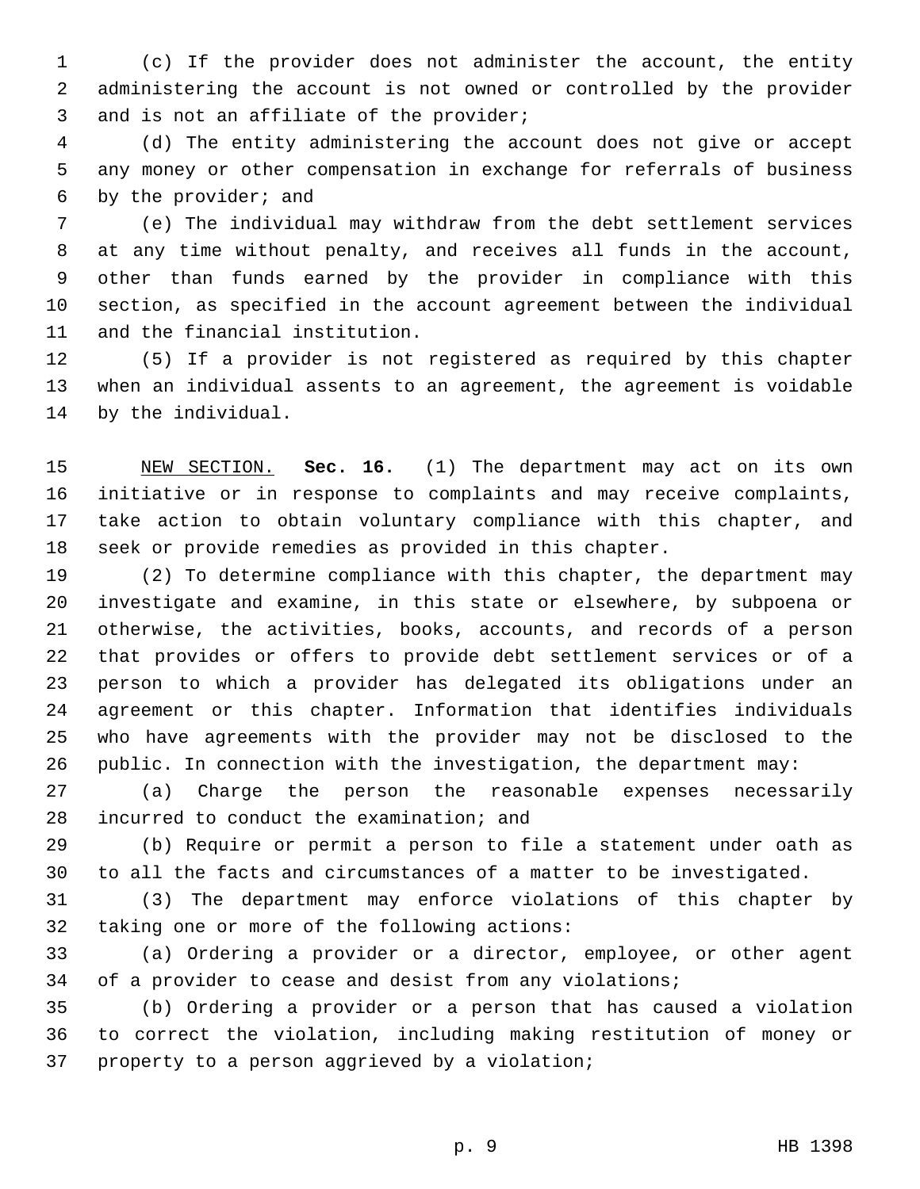(c) If the provider does not administer the account, the entity administering the account is not owned or controlled by the provider and is not an affiliate of the provider;

(d) The entity administering the account does not give or accept any money or other compensation in exchange for referrals of business by the provider; and

(e) The individual may withdraw from the debt settlement services at any time without penalty, and receives all funds in the account, other than funds earned by the provider in compliance with this section, as specified in the account agreement between the individual and the financial institution.

(5) If a provider is not registered as required by this chapter when an individual assents to an agreement, the agreement is voidable by the individual.

NEW SECTION. **Sec. 16.** (1) The department may act on its own initiative or in response to complaints and may receive complaints, take action to obtain voluntary compliance with this chapter, and seek or provide remedies as provided in this chapter.

(2) To determine compliance with this chapter, the department may investigate and examine, in this state or elsewhere, by subpoena or otherwise, the activities, books, accounts, and records of a person that provides or offers to provide debt settlement services or of a person to which a provider has delegated its obligations under an agreement or this chapter. Information that identifies individuals who have agreements with the provider may not be disclosed to the public. In connection with the investigation, the department may:

(a) Charge the person the reasonable expenses necessarily incurred to conduct the examination; and

(b) Require or permit a person to file a statement under oath as to all the facts and circumstances of a matter to be investigated.

(3) The department may enforce violations of this chapter by taking one or more of the following actions:

(a) Ordering a provider or a director, employee, or other agent of a provider to cease and desist from any violations;

(b) Ordering a provider or a person that has caused a violation to correct the violation, including making restitution of money or property to a person aggrieved by a violation;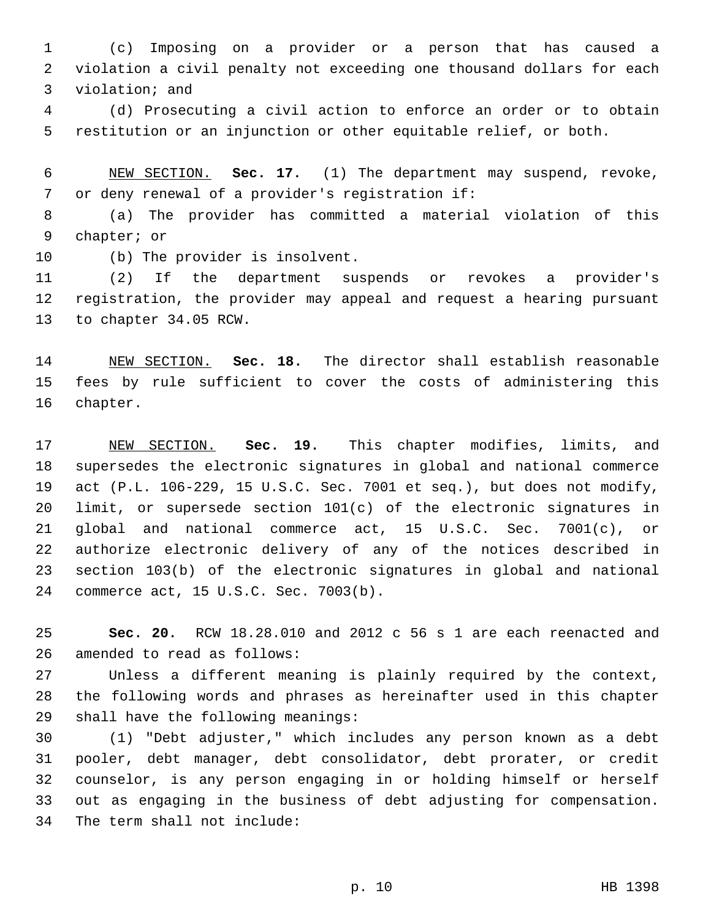(c) Imposing on a provider or a person that has caused a violation a civil penalty not exceeding one thousand dollars for each violation; and

(d) Prosecuting a civil action to enforce an order or to obtain restitution or an injunction or other equitable relief, or both.

NEW SECTION. **Sec. 17.** (1) The department may suspend, revoke, or deny renewal of a provider's registration if:

(a) The provider has committed a material violation of this chapter; or

(b) The provider is insolvent.

(2) If the department suspends or revokes a provider's registration, the provider may appeal and request a hearing pursuant to chapter 34.05 RCW.

NEW SECTION. **Sec. 18.** The director shall establish reasonable fees by rule sufficient to cover the costs of administering this chapter.

NEW SECTION. **Sec. 19.** This chapter modifies, limits, and supersedes the electronic signatures in global and national commerce act (P.L. 106-229, 15 U.S.C. Sec. 7001 et seq.), but does not modify, limit, or supersede section 101(c) of the electronic signatures in global and national commerce act, 15 U.S.C. Sec. 7001(c), or authorize electronic delivery of any of the notices described in section 103(b) of the electronic signatures in global and national commerce act, 15 U.S.C. Sec. 7003(b).

**Sec. 20.** RCW 18.28.010 and 2012 c 56 s 1 are each reenacted and amended to read as follows:

Unless a different meaning is plainly required by the context, the following words and phrases as hereinafter used in this chapter shall have the following meanings:

(1) "Debt adjuster," which includes any person known as a debt pooler, debt manager, debt consolidator, debt prorater, or credit counselor, is any person engaging in or holding himself or herself out as engaging in the business of debt adjusting for compensation. The term shall not include: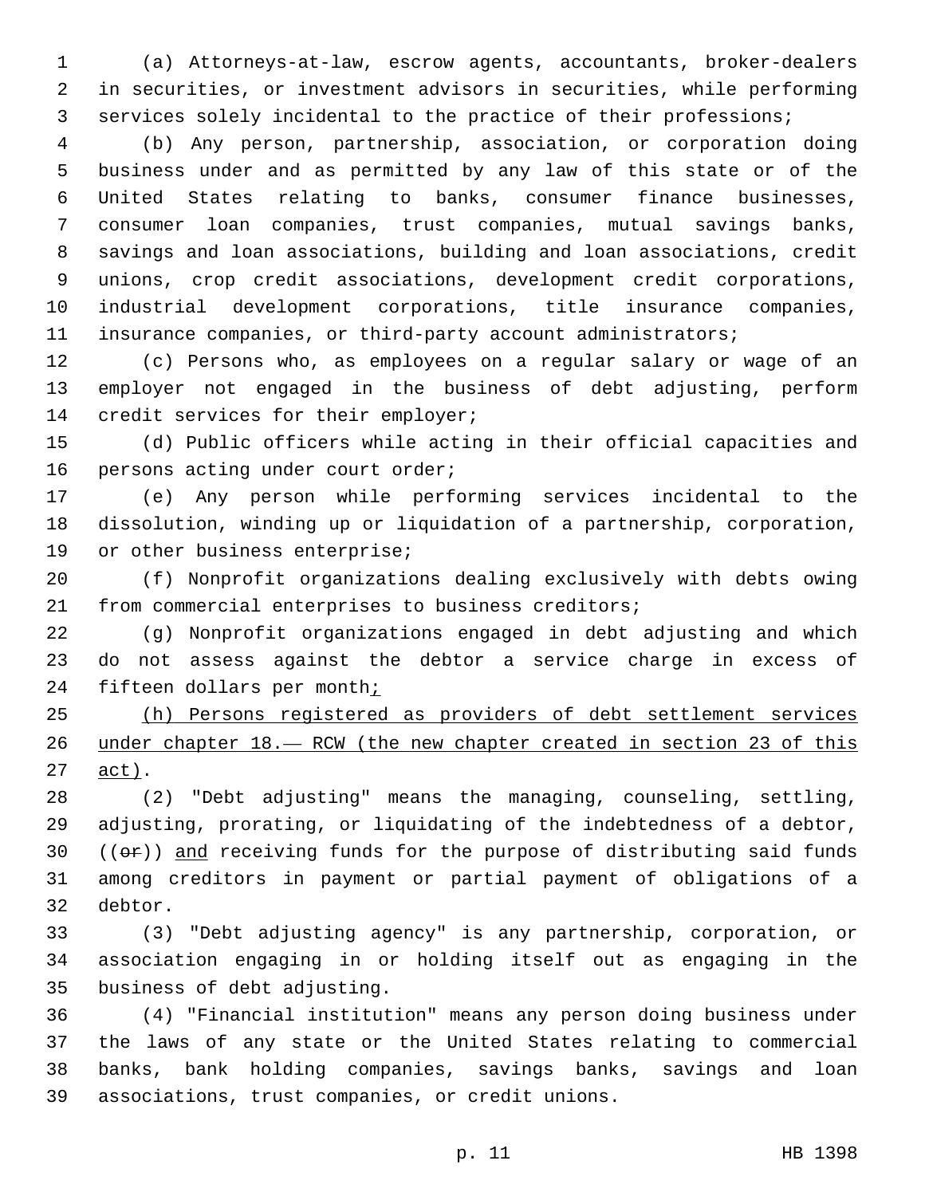(a) Attorneys-at-law, escrow agents, accountants, broker-dealers in securities, or investment advisors in securities, while performing services solely incidental to the practice of their professions;

(b) Any person, partnership, association, or corporation doing business under and as permitted by any law of this state or of the United States relating to banks, consumer finance businesses, consumer loan companies, trust companies, mutual savings banks, savings and loan associations, building and loan associations, credit unions, crop credit associations, development credit corporations, industrial development corporations, title insurance companies, insurance companies, or third-party account administrators;

(c) Persons who, as employees on a regular salary or wage of an employer not engaged in the business of debt adjusting, perform credit services for their employer;

(d) Public officers while acting in their official capacities and persons acting under court order;

(e) Any person while performing services incidental to the dissolution, winding up or liquidation of a partnership, corporation, or other business enterprise;

(f) Nonprofit organizations dealing exclusively with debts owing from commercial enterprises to business creditors;

(g) Nonprofit organizations engaged in debt adjusting and which do not assess against the debtor a service charge in excess of fifteen dollars per month;

(h) Persons registered as providers of debt settlement services under chapter 18.— RCW (the new chapter created in section 23 of this act).

(2) "Debt adjusting" means the managing, counseling, settling, adjusting, prorating, or liquidating of the indebtedness of a debtor, ((or)) and receiving funds for the purpose of distributing said funds among creditors in payment or partial payment of obligations of a debtor.

(3) "Debt adjusting agency" is any partnership, corporation, or association engaging in or holding itself out as engaging in the business of debt adjusting.

(4) "Financial institution" means any person doing business under the laws of any state or the United States relating to commercial banks, bank holding companies, savings banks, savings and loan associations, trust companies, or credit unions.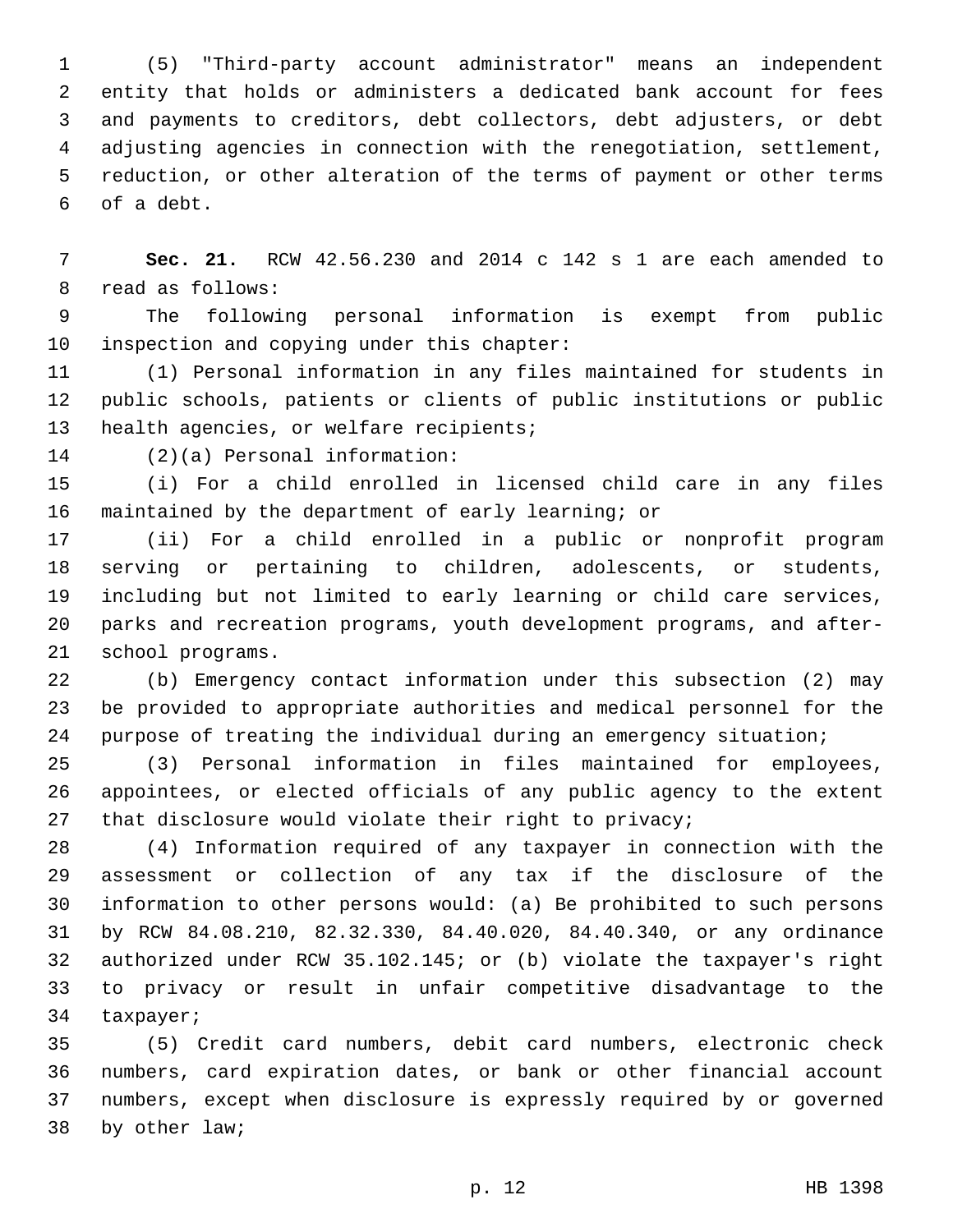(5) "Third-party account administrator" means an independent entity that holds or administers a dedicated bank account for fees and payments to creditors, debt collectors, debt adjusters, or debt adjusting agencies in connection with the renegotiation, settlement, reduction, or other alteration of the terms of payment or other terms of a debt.

**Sec. 21.** RCW 42.56.230 and 2014 c 142 s 1 are each amended to read as follows:

The following personal information is exempt from public inspection and copying under this chapter:

(1) Personal information in any files maintained for students in public schools, patients or clients of public institutions or public health agencies, or welfare recipients;

(2)(a) Personal information:

(i) For a child enrolled in licensed child care in any files maintained by the department of early learning; or

(ii) For a child enrolled in a public or nonprofit program serving or pertaining to children, adolescents, or students, including but not limited to early learning or child care services, parks and recreation programs, youth development programs, and after-school programs.

(b) Emergency contact information under this subsection (2) may be provided to appropriate authorities and medical personnel for the purpose of treating the individual during an emergency situation;

(3) Personal information in files maintained for employees, appointees, or elected officials of any public agency to the extent that disclosure would violate their right to privacy;

(4) Information required of any taxpayer in connection with the assessment or collection of any tax if the disclosure of the information to other persons would: (a) Be prohibited to such persons by RCW 84.08.210, 82.32.330, 84.40.020, 84.40.340, or any ordinance authorized under RCW 35.102.145; or (b) violate the taxpayer's right to privacy or result in unfair competitive disadvantage to the taxpayer;

(5) Credit card numbers, debit card numbers, electronic check numbers, card expiration dates, or bank or other financial account numbers, except when disclosure is expressly required by or governed by other law;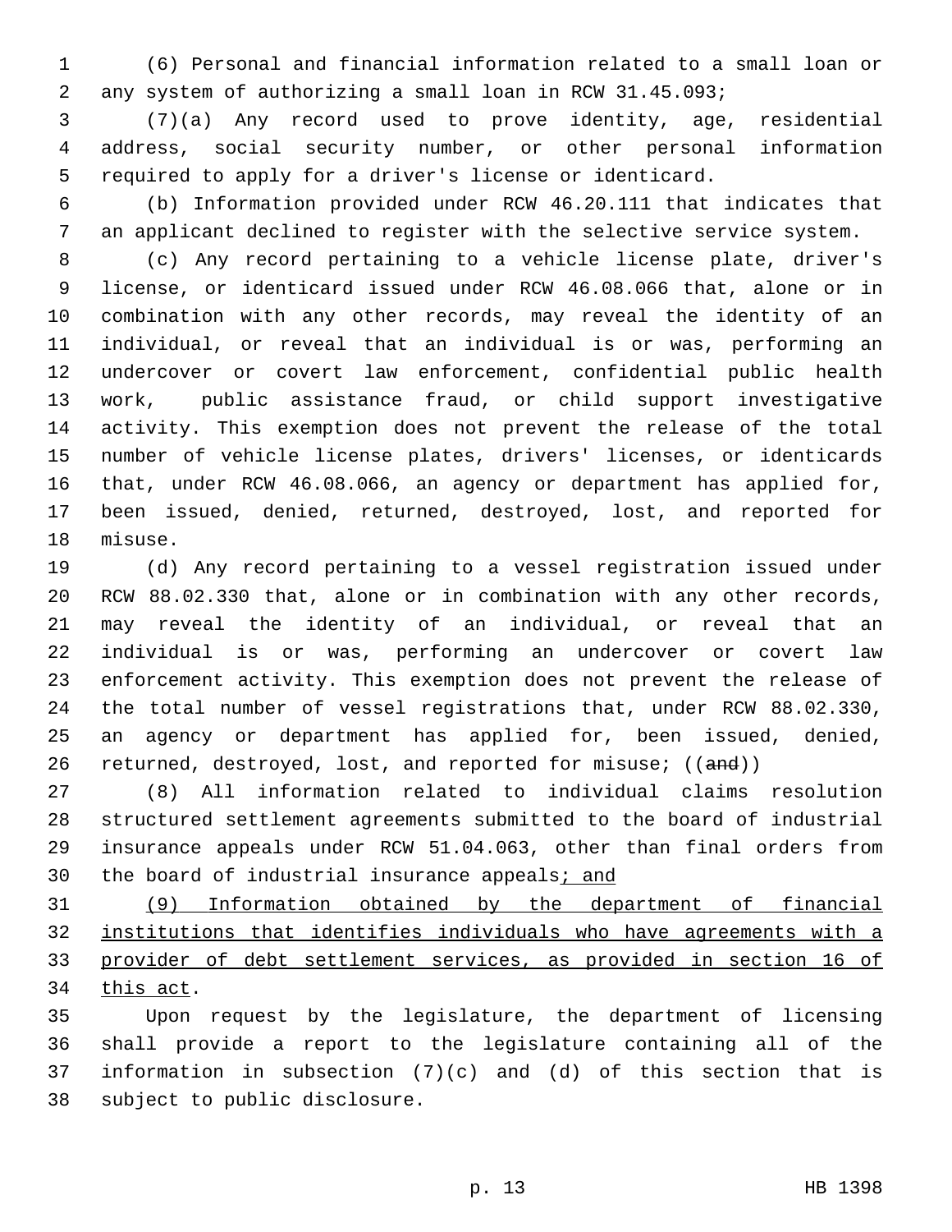(6) Personal and financial information related to a small loan or any system of authorizing a small loan in RCW 31.45.093;

(7)(a) Any record used to prove identity, age, residential address, social security number, or other personal information required to apply for a driver's license or identicard.

(b) Information provided under RCW 46.20.111 that indicates that an applicant declined to register with the selective service system.

(c) Any record pertaining to a vehicle license plate, driver's license, or identicard issued under RCW 46.08.066 that, alone or in combination with any other records, may reveal the identity of an individual, or reveal that an individual is or was, performing an undercover or covert law enforcement, confidential public health work, public assistance fraud, or child support investigative activity. This exemption does not prevent the release of the total number of vehicle license plates, drivers' licenses, or identicards that, under RCW 46.08.066, an agency or department has applied for, been issued, denied, returned, destroyed, lost, and reported for misuse.

(d) Any record pertaining to a vessel registration issued under RCW 88.02.330 that, alone or in combination with any other records, may reveal the identity of an individual, or reveal that an individual is or was, performing an undercover or covert law enforcement activity. This exemption does not prevent the release of the total number of vessel registrations that, under RCW 88.02.330, an agency or department has applied for, been issued, denied, returned, destroyed, lost, and reported for misuse; ((~~and~~))

(8) All information related to individual claims resolution structured settlement agreements submitted to the board of industrial insurance appeals under RCW 51.04.063, other than final orders from the board of industrial insurance appeals<u>; and</u>

<u>(9) Information obtained by the department of financial institutions that identifies individuals who have agreements with a provider of debt settlement services, as provided in section 16 of this act</u>.

Upon request by the legislature, the department of licensing shall provide a report to the legislature containing all of the information in subsection (7)(c) and (d) of this section that is subject to public disclosure.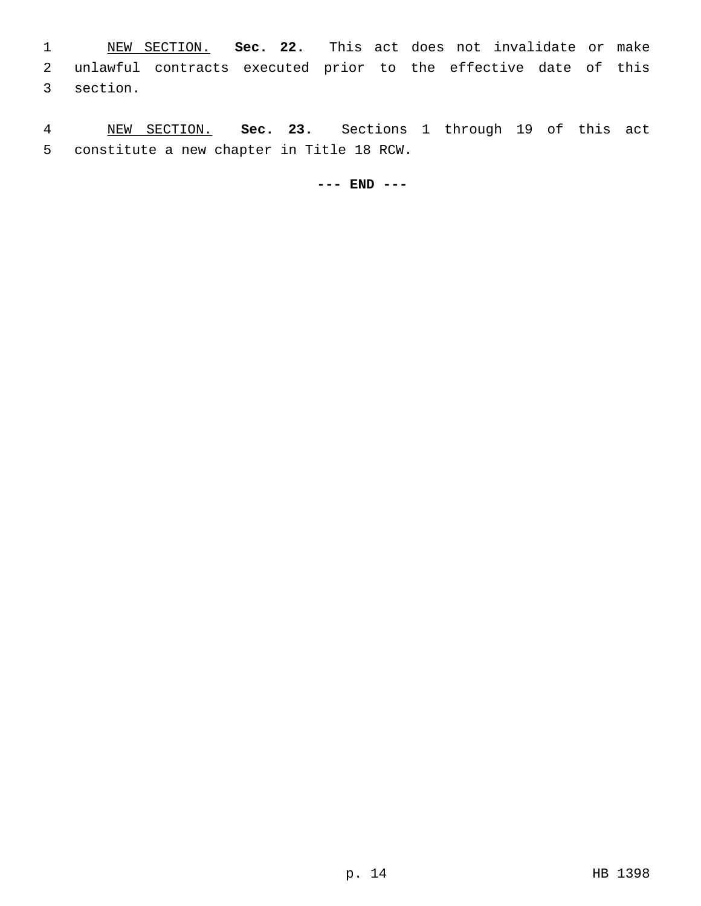NEW SECTION. **Sec. 22.** This act does not invalidate or make unlawful contracts executed prior to the effective date of this section.

NEW SECTION. **Sec. 23.** Sections 1 through 19 of this act constitute a new chapter in Title 18 RCW.

**--- END ---**